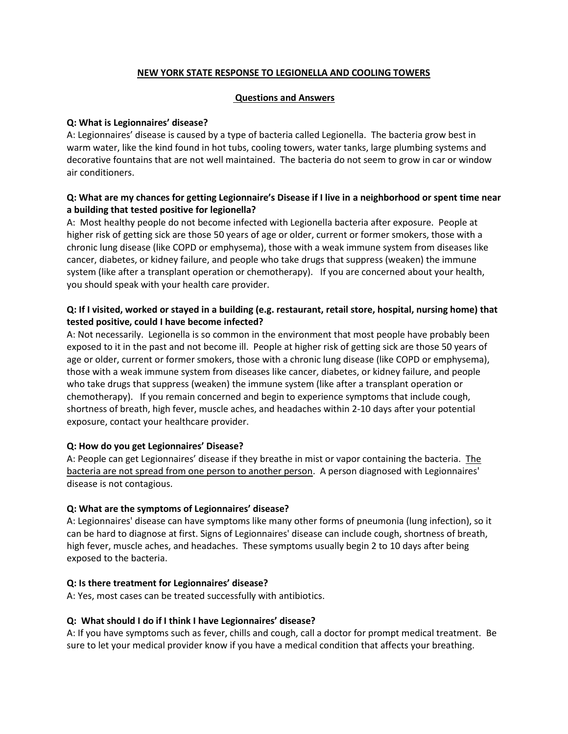# NEW YORK STATE RESPONSE TO LEGIONELLA AND COOLING TOWERS

## Questions and Answers

**Q: What is Legionnaires' disease?**

A: Legionnaires' disease is caused by a type of bacteria called Legionella. The bacteria grow best in warm water, like the kind found in hot tubs, cooling towers, water tanks, large plumbing systems and decorative fountains that are not well maintained. The bacteria do not seem to grow in car or window air conditioners.

**Q: What are my chances for getting Legionnaire's Disease if I live in a neighborhood or spent time near a building that tested positive for legionella?**

A: Most healthy people do not become infected with Legionella bacteria after exposure. People at higher risk of getting sick are those 50 years of age or older, current or former smokers, those with a chronic lung disease (like COPD or emphysema), those with a weak immune system from diseases like cancer, diabetes, or kidney failure, and people who take drugs that suppress (weaken) the immune system (like after a transplant operation or chemotherapy). If you are concerned about your health, you should speak with your health care provider.

**Q: If I visited, worked or stayed in a building (e.g. restaurant, retail store, hospital, nursing home) that tested positive, could I have become infected?**

A: Not necessarily. Legionella is so common in the environment that most people have probably been exposed to it in the past and not become ill. People at higher risk of getting sick are those 50 years of age or older, current or former smokers, those with a chronic lung disease (like COPD or emphysema), those with a weak immune system from diseases like cancer, diabetes, or kidney failure, and people who take drugs that suppress (weaken) the immune system (like after a transplant operation or chemotherapy). If you remain concerned and begin to experience symptoms that include cough, shortness of breath, high fever, muscle aches, and headaches within 2-10 days after your potential exposure, contact your healthcare provider.

**Q: How do you get Legionnaires' Disease?**

A: People can get Legionnaires' disease if they breathe in mist or vapor containing the bacteria. <u>The bacteria are not spread from one person to another person</u>. A person diagnosed with Legionnaires' disease is not contagious.

**Q: What are the symptoms of Legionnaires' disease?**

A: Legionnaires' disease can have symptoms like many other forms of pneumonia (lung infection), so it can be hard to diagnose at first. Signs of Legionnaires' disease can include cough, shortness of breath, high fever, muscle aches, and headaches. These symptoms usually begin 2 to 10 days after being exposed to the bacteria.

**Q: Is there treatment for Legionnaires' disease?**

A: Yes, most cases can be treated successfully with antibiotics.

**Q: What should I do if I think I have Legionnaires' disease?**

A: If you have symptoms such as fever, chills and cough, call a doctor for prompt medical treatment. Be sure to let your medical provider know if you have a medical condition that affects your breathing.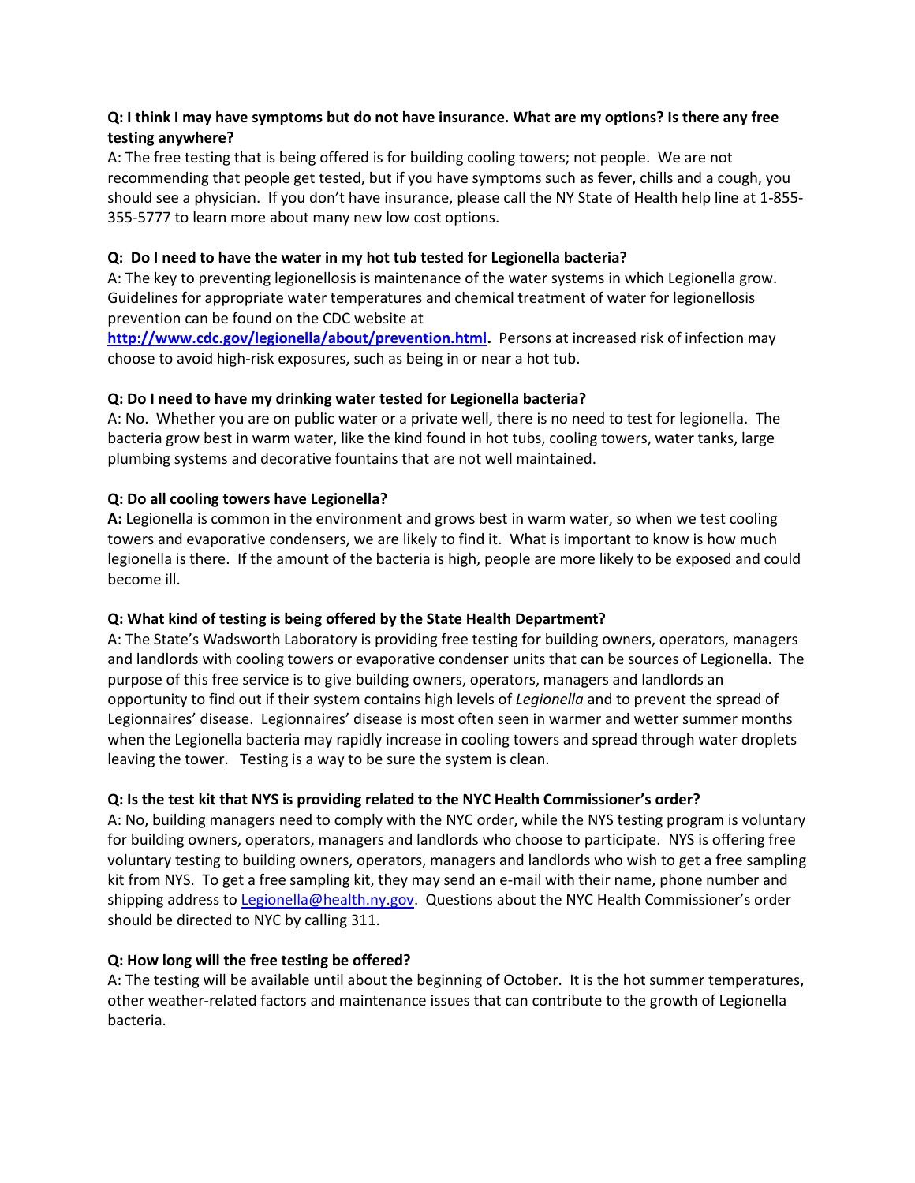**Q: I think I may have symptoms but do not have insurance. What are my options? Is there any free testing anywhere?**

A: The free testing that is being offered is for building cooling towers; not people. We are not recommending that people get tested, but if you have symptoms such as fever, chills and a cough, you should see a physician. If you don't have insurance, please call the NY State of Health help line at 1-855-355-5777 to learn more about many new low cost options.

**Q: Do I need to have the water in my hot tub tested for Legionella bacteria?**

A: The key to preventing legionellosis is maintenance of the water systems in which Legionella grow. Guidelines for appropriate water temperatures and chemical treatment of water for legionellosis prevention can be found on the CDC website at **http://www.cdc.gov/legionella/about/prevention.html.** Persons at increased risk of infection may choose to avoid high-risk exposures, such as being in or near a hot tub.

**Q: Do I need to have my drinking water tested for Legionella bacteria?**

A: No. Whether you are on public water or a private well, there is no need to test for legionella. The bacteria grow best in warm water, like the kind found in hot tubs, cooling towers, water tanks, large plumbing systems and decorative fountains that are not well maintained.

**Q: Do all cooling towers have Legionella?**

**A:** Legionella is common in the environment and grows best in warm water, so when we test cooling towers and evaporative condensers, we are likely to find it. What is important to know is how much legionella is there. If the amount of the bacteria is high, people are more likely to be exposed and could become ill.

**Q: What kind of testing is being offered by the State Health Department?**

A: The State's Wadsworth Laboratory is providing free testing for building owners, operators, managers and landlords with cooling towers or evaporative condenser units that can be sources of Legionella. The purpose of this free service is to give building owners, operators, managers and landlords an opportunity to find out if their system contains high levels of *Legionella* and to prevent the spread of Legionnaires' disease. Legionnaires' disease is most often seen in warmer and wetter summer months when the Legionella bacteria may rapidly increase in cooling towers and spread through water droplets leaving the tower. Testing is a way to be sure the system is clean.

**Q: Is the test kit that NYS is providing related to the NYC Health Commissioner's order?**

A: No, building managers need to comply with the NYC order, while the NYS testing program is voluntary for building owners, operators, managers and landlords who choose to participate. NYS is offering free voluntary testing to building owners, operators, managers and landlords who wish to get a free sampling kit from NYS. To get a free sampling kit, they may send an e-mail with their name, phone number and shipping address to Legionella@health.ny.gov. Questions about the NYC Health Commissioner's order should be directed to NYC by calling 311.

**Q: How long will the free testing be offered?**

A: The testing will be available until about the beginning of October. It is the hot summer temperatures, other weather-related factors and maintenance issues that can contribute to the growth of Legionella bacteria.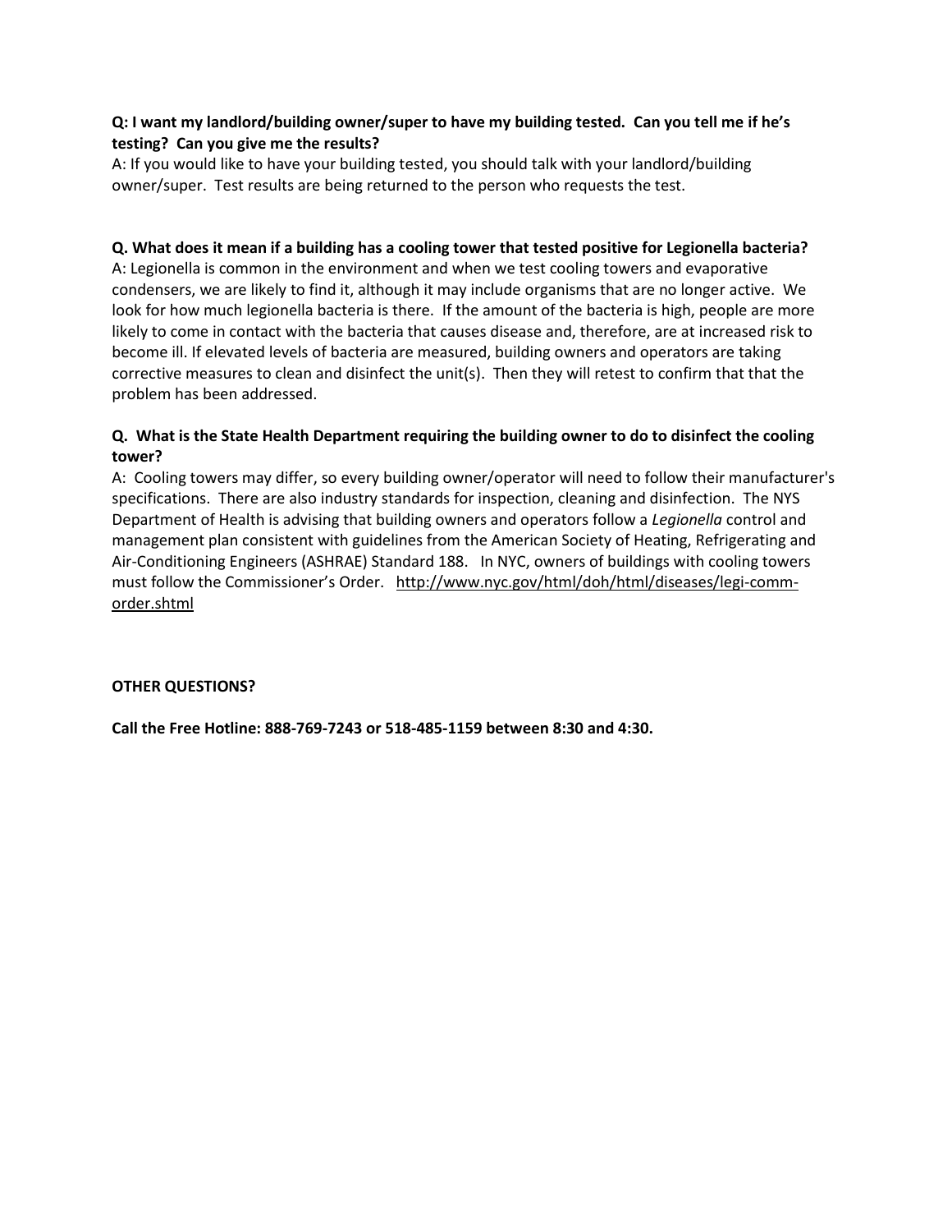**Q: I want my landlord/building owner/super to have my building tested. Can you tell me if he's testing? Can you give me the results?**

A: If you would like to have your building tested, you should talk with your landlord/building owner/super. Test results are being returned to the person who requests the test.

**Q. What does it mean if a building has a cooling tower that tested positive for Legionella bacteria?**

A: Legionella is common in the environment and when we test cooling towers and evaporative condensers, we are likely to find it, although it may include organisms that are no longer active. We look for how much legionella bacteria is there. If the amount of the bacteria is high, people are more likely to come in contact with the bacteria that causes disease and, therefore, are at increased risk to become ill. If elevated levels of bacteria are measured, building owners and operators are taking corrective measures to clean and disinfect the unit(s). Then they will retest to confirm that that the problem has been addressed.

**Q. What is the State Health Department requiring the building owner to do to disinfect the cooling tower?**

A: Cooling towers may differ, so every building owner/operator will need to follow their manufacturer's specifications. There are also industry standards for inspection, cleaning and disinfection. The NYS Department of Health is advising that building owners and operators follow a *Legionella* control and management plan consistent with guidelines from the American Society of Heating, Refrigerating and Air-Conditioning Engineers (ASHRAE) Standard 188. In NYC, owners of buildings with cooling towers must follow the Commissioner's Order. http://www.nyc.gov/html/doh/html/diseases/legi-comm-order.shtml

**OTHER QUESTIONS?**

**Call the Free Hotline: 888-769-7243 or 518-485-1159 between 8:30 and 4:30.**